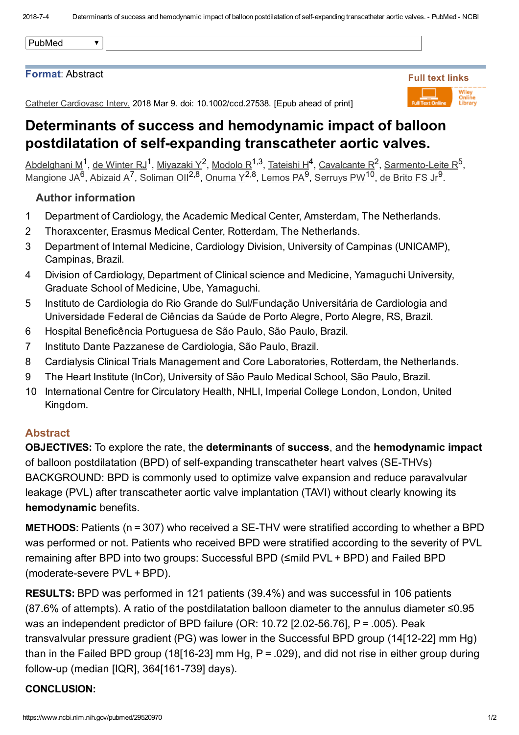PubMed

**Format**: Abstract

Full text links

Catheter Cardiovasc Interv. 2018 Mar 9. doi: 10.1002/ccd.27538. [Epub ahead of print]

# Determinants of success and hemodynamic impact of balloon postdilatation of self-expanding transcatheter aortic valves.

Abdelghani M[1], de Winter RJ[1], Miyazaki Y[2], Modolo R[1,3], Tateishi H[4], Cavalcante R[2], Sarmento-Leite R[5], Mangione JA[6], Abizaid A[7], Soliman OII[2,8], Onuma Y[2,8], Lemos PA[9], Serruys PW[10], de Brito FS Jr[9].

## Author information

1. Department of Cardiology, the Academic Medical Center, Amsterdam, The Netherlands.
2. Thoraxcenter, Erasmus Medical Center, Rotterdam, The Netherlands.
3. Department of Internal Medicine, Cardiology Division, University of Campinas (UNICAMP), Campinas, Brazil.
4. Division of Cardiology, Department of Clinical science and Medicine, Yamaguchi University, Graduate School of Medicine, Ube, Yamaguchi.
5. Instituto de Cardiologia do Rio Grande do Sul/Fundação Universitária de Cardiologia and Universidade Federal de Ciências da Saúde de Porto Alegre, Porto Alegre, RS, Brazil.
6. Hospital Beneficência Portuguesa de São Paulo, São Paulo, Brazil.
7. Instituto Dante Pazzanese de Cardiologia, São Paulo, Brazil.
8. Cardialysis Clinical Trials Management and Core Laboratories, Rotterdam, the Netherlands.
9. The Heart Institute (InCor), University of São Paulo Medical School, São Paulo, Brazil.
10. International Centre for Circulatory Health, NHLI, Imperial College London, London, United Kingdom.

## Abstract

**OBJECTIVES:** To explore the rate, the **determinants** of **success**, and the **hemodynamic impact** of balloon postdilatation (BPD) of self-expanding transcatheter heart valves (SE-THVs) BACKGROUND: BPD is commonly used to optimize valve expansion and reduce paravalvular leakage (PVL) after transcatheter aortic valve implantation (TAVI) without clearly knowing its **hemodynamic** benefits.

**METHODS:** Patients (n = 307) who received a SE-THV were stratified according to whether a BPD was performed or not. Patients who received BPD were stratified according to the severity of PVL remaining after BPD into two groups: Successful BPD (≤mild PVL + BPD) and Failed BPD (moderate-severe PVL + BPD).

**RESULTS:** BPD was performed in 121 patients (39.4%) and was successful in 106 patients (87.6% of attempts). A ratio of the postdilatation balloon diameter to the annulus diameter ≤0.95 was an independent predictor of BPD failure (OR: 10.72 [2.02-56.76], P = .005). Peak transvalvular pressure gradient (PG) was lower in the Successful BPD group (14[12-22] mm Hg) than in the Failed BPD group (18[16-23] mm Hg, P = .029), and did not rise in either group during follow-up (median [IQR], 364[161-739] days).

**CONCLUSION:**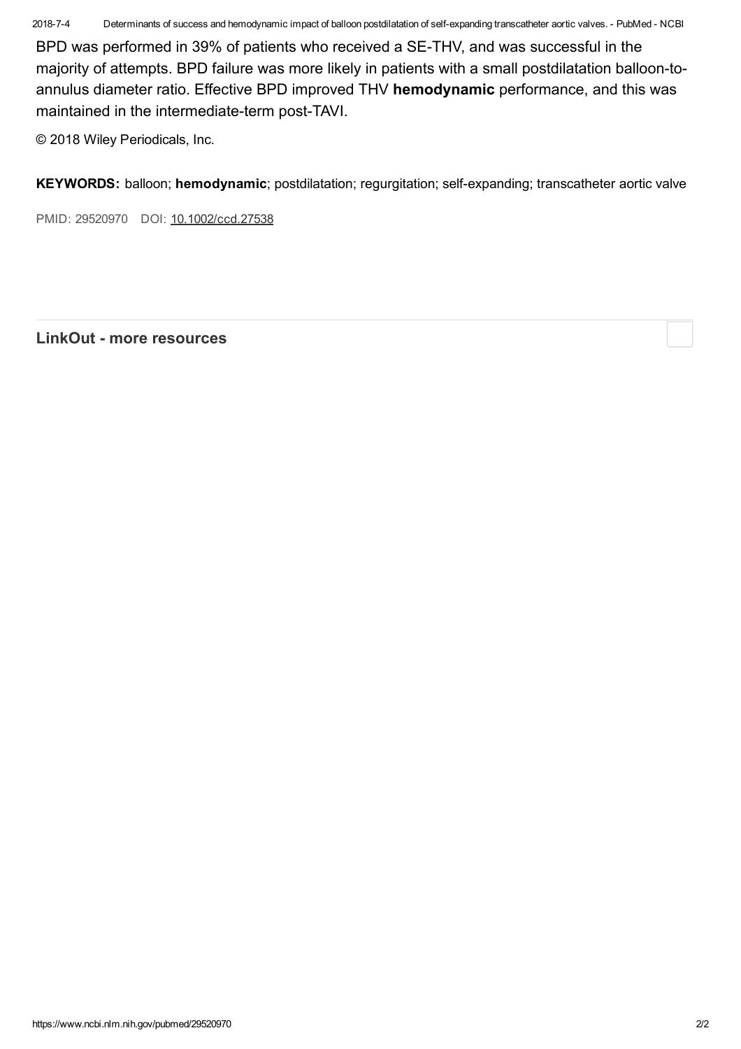BPD was performed in 39% of patients who received a SE-THV, and was successful in the majority of attempts. BPD failure was more likely in patients with a small postdilatation balloon-to-annulus diameter ratio. Effective BPD improved THV **hemodynamic** performance, and this was maintained in the intermediate-term post-TAVI.

© 2018 Wiley Periodicals, Inc.

**KEYWORDS:** balloon; **hemodynamic**; postdilatation; regurgitation; self-expanding; transcatheter aortic valve

PMID: 29520970 DOI: 10.1002/ccd.27538

## LinkOut - more resources